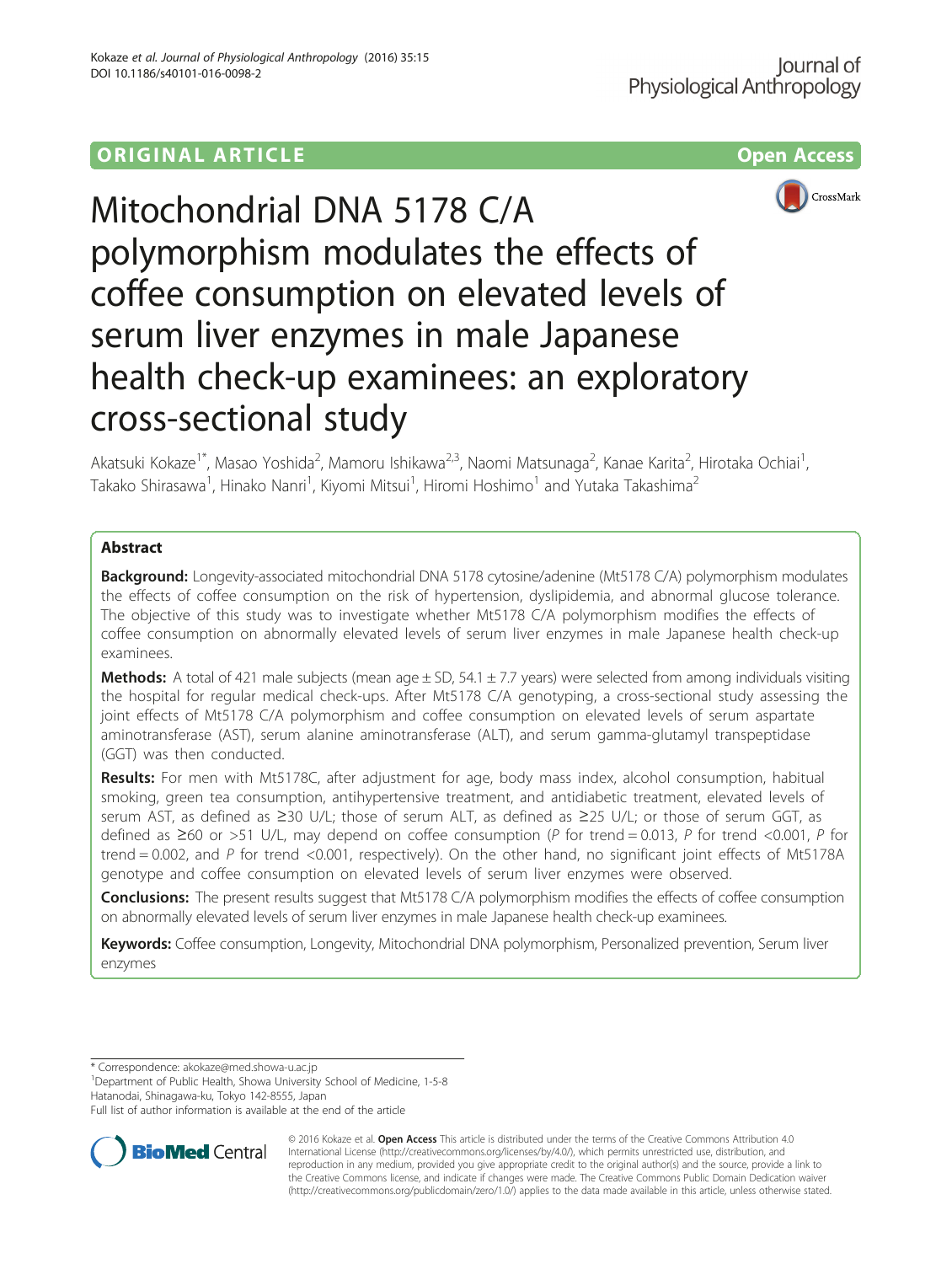ORIGINAL ARTICLE

Open Access

# Mitochondrial DNA 5178 C/A polymorphism modulates the effects of coffee consumption on elevated levels of serum liver enzymes in male Japanese health check-up examinees: an exploratory cross-sectional study

Akatsuki Kokaze[1*], Masao Yoshida[2], Mamoru Ishikawa[2,3], Naomi Matsunaga[2], Kanae Karita[2], Hirotaka Ochiai[1], Takako Shirasawa[1], Hinako Nanri[1], Kiyomi Mitsui[1], Hiromi Hoshimo[1] and Yutaka Takashima[2]

## Abstract

**Background:** Longevity-associated mitochondrial DNA 5178 cytosine/adenine (Mt5178 C/A) polymorphism modulates the effects of coffee consumption on the risk of hypertension, dyslipidemia, and abnormal glucose tolerance. The objective of this study was to investigate whether Mt5178 C/A polymorphism modifies the effects of coffee consumption on abnormally elevated levels of serum liver enzymes in male Japanese health check-up examinees.

**Methods:** A total of 421 male subjects (mean age ± SD, 54.1 ± 7.7 years) were selected from among individuals visiting the hospital for regular medical check-ups. After Mt5178 C/A genotyping, a cross-sectional study assessing the joint effects of Mt5178 C/A polymorphism and coffee consumption on elevated levels of serum aspartate aminotransferase (AST), serum alanine aminotransferase (ALT), and serum gamma-glutamyl transpeptidase (GGT) was then conducted.

**Results:** For men with Mt5178C, after adjustment for age, body mass index, alcohol consumption, habitual smoking, green tea consumption, antihypertensive treatment, and antidiabetic treatment, elevated levels of serum AST, as defined as ≥30 U/L; those of serum ALT, as defined as ≥25 U/L; or those of serum GGT, as defined as ≥60 or >51 U/L, may depend on coffee consumption (*P* for trend = 0.013, *P* for trend <0.001, *P* for trend = 0.002, and *P* for trend <0.001, respectively). On the other hand, no significant joint effects of Mt5178A genotype and coffee consumption on elevated levels of serum liver enzymes were observed.

**Conclusions:** The present results suggest that Mt5178 C/A polymorphism modifies the effects of coffee consumption on abnormally elevated levels of serum liver enzymes in male Japanese health check-up examinees.

**Keywords:** Coffee consumption, Longevity, Mitochondrial DNA polymorphism, Personalized prevention, Serum liver enzymes

---

* Correspondence: akokaze@med.showa-u.ac.jp
[1]Department of Public Health, Showa University School of Medicine, 1-5-8 Hatanodai, Shinagawa-ku, Tokyo 142-8555, Japan
Full list of author information is available at the end of the article

© 2016 Kokaze et al. **Open Access** This article is distributed under the terms of the Creative Commons Attribution 4.0 International License (http://creativecommons.org/licenses/by/4.0/), which permits unrestricted use, distribution, and reproduction in any medium, provided you give appropriate credit to the original author(s) and the source, provide a link to the Creative Commons license, and indicate if changes were made. The Creative Commons Public Domain Dedication waiver (http://creativecommons.org/publicdomain/zero/1.0/) applies to the data made available in this article, unless otherwise stated.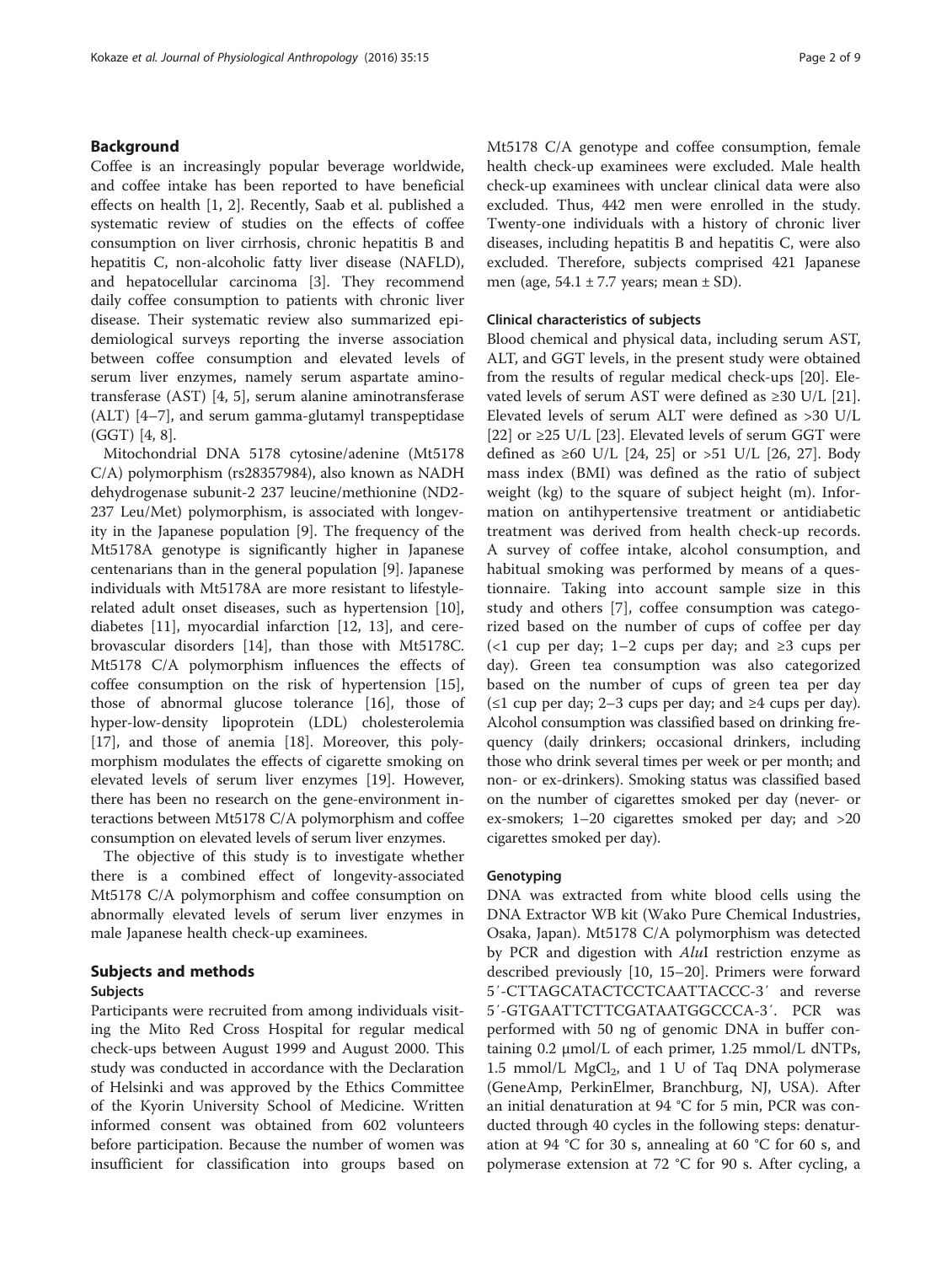## Background

Coffee is an increasingly popular beverage worldwide, and coffee intake has been reported to have beneficial effects on health [1, 2]. Recently, Saab et al. published a systematic review of studies on the effects of coffee consumption on liver cirrhosis, chronic hepatitis B and hepatitis C, non-alcoholic fatty liver disease (NAFLD), and hepatocellular carcinoma [3]. They recommend daily coffee consumption to patients with chronic liver disease. Their systematic review also summarized epidemiological surveys reporting the inverse association between coffee consumption and elevated levels of serum liver enzymes, namely serum aspartate aminotransferase (AST) [4, 5], serum alanine aminotransferase (ALT) [4–7], and serum gamma-glutamyl transpeptidase (GGT) [4, 8].

Mitochondrial DNA 5178 cytosine/adenine (Mt5178 C/A) polymorphism (rs28357984), also known as NADH dehydrogenase subunit-2 237 leucine/methionine (ND2-237 Leu/Met) polymorphism, is associated with longevity in the Japanese population [9]. The frequency of the Mt5178A genotype is significantly higher in Japanese centenarians than in the general population [9]. Japanese individuals with Mt5178A are more resistant to lifestyle-related adult onset diseases, such as hypertension [10], diabetes [11], myocardial infarction [12, 13], and cerebrovascular disorders [14], than those with Mt5178C. Mt5178 C/A polymorphism influences the effects of coffee consumption on the risk of hypertension [15], those of abnormal glucose tolerance [16], those of hyper-low-density lipoprotein (LDL) cholesterolemia [17], and those of anemia [18]. Moreover, this polymorphism modulates the effects of cigarette smoking on elevated levels of serum liver enzymes [19]. However, there has been no research on the gene-environment interactions between Mt5178 C/A polymorphism and coffee consumption on elevated levels of serum liver enzymes.

The objective of this study is to investigate whether there is a combined effect of longevity-associated Mt5178 C/A polymorphism and coffee consumption on abnormally elevated levels of serum liver enzymes in male Japanese health check-up examinees.

## Subjects and methods

### Subjects

Participants were recruited from among individuals visiting the Mito Red Cross Hospital for regular medical check-ups between August 1999 and August 2000. This study was conducted in accordance with the Declaration of Helsinki and was approved by the Ethics Committee of the Kyorin University School of Medicine. Written informed consent was obtained from 602 volunteers before participation. Because the number of women was insufficient for classification into groups based on Mt5178 C/A genotype and coffee consumption, female health check-up examinees were excluded. Male health check-up examinees with unclear clinical data were also excluded. Thus, 442 men were enrolled in the study. Twenty-one individuals with a history of chronic liver diseases, including hepatitis B and hepatitis C, were also excluded. Therefore, subjects comprised 421 Japanese men (age, 54.1 ± 7.7 years; mean ± SD).

### Clinical characteristics of subjects

Blood chemical and physical data, including serum AST, ALT, and GGT levels, in the present study were obtained from the results of regular medical check-ups [20]. Elevated levels of serum AST were defined as ≥30 U/L [21]. Elevated levels of serum ALT were defined as >30 U/L [22] or ≥25 U/L [23]. Elevated levels of serum GGT were defined as ≥60 U/L [24, 25] or >51 U/L [26, 27]. Body mass index (BMI) was defined as the ratio of subject weight (kg) to the square of subject height (m). Information on antihypertensive treatment or antidiabetic treatment was derived from health check-up records. A survey of coffee intake, alcohol consumption, and habitual smoking was performed by means of a questionnaire. Taking into account sample size in this study and others [7], coffee consumption was categorized based on the number of cups of coffee per day (<1 cup per day; 1–2 cups per day; and ≥3 cups per day). Green tea consumption was also categorized based on the number of cups of green tea per day (≤1 cup per day; 2–3 cups per day; and ≥4 cups per day). Alcohol consumption was classified based on drinking frequency (daily drinkers; occasional drinkers, including those who drink several times per week or per month; and non- or ex-drinkers). Smoking status was classified based on the number of cigarettes smoked per day (never- or ex-smokers; 1–20 cigarettes smoked per day; and >20 cigarettes smoked per day).

### Genotyping

DNA was extracted from white blood cells using the DNA Extractor WB kit (Wako Pure Chemical Industries, Osaka, Japan). Mt5178 C/A polymorphism was detected by PCR and digestion with *Alu*I restriction enzyme as described previously [10, 15–20]. Primers were forward 5′-CTTAGCATACTCCTCAATTACCC-3′ and reverse 5′-GTGAATTCTTCGATAATGGCCCA-3′. PCR was performed with 50 ng of genomic DNA in buffer containing 0.2 μmol/L of each primer, 1.25 mmol/L dNTPs, 1.5 mmol/L $MgCl_2$, and 1 U of Taq DNA polymerase (GeneAmp, PerkinElmer, Branchburg, NJ, USA). After an initial denaturation at 94 °C for 5 min, PCR was conducted through 40 cycles in the following steps: denaturation at 94 °C for 30 s, annealing at 60 °C for 60 s, and polymerase extension at 72 °C for 90 s. After cycling, a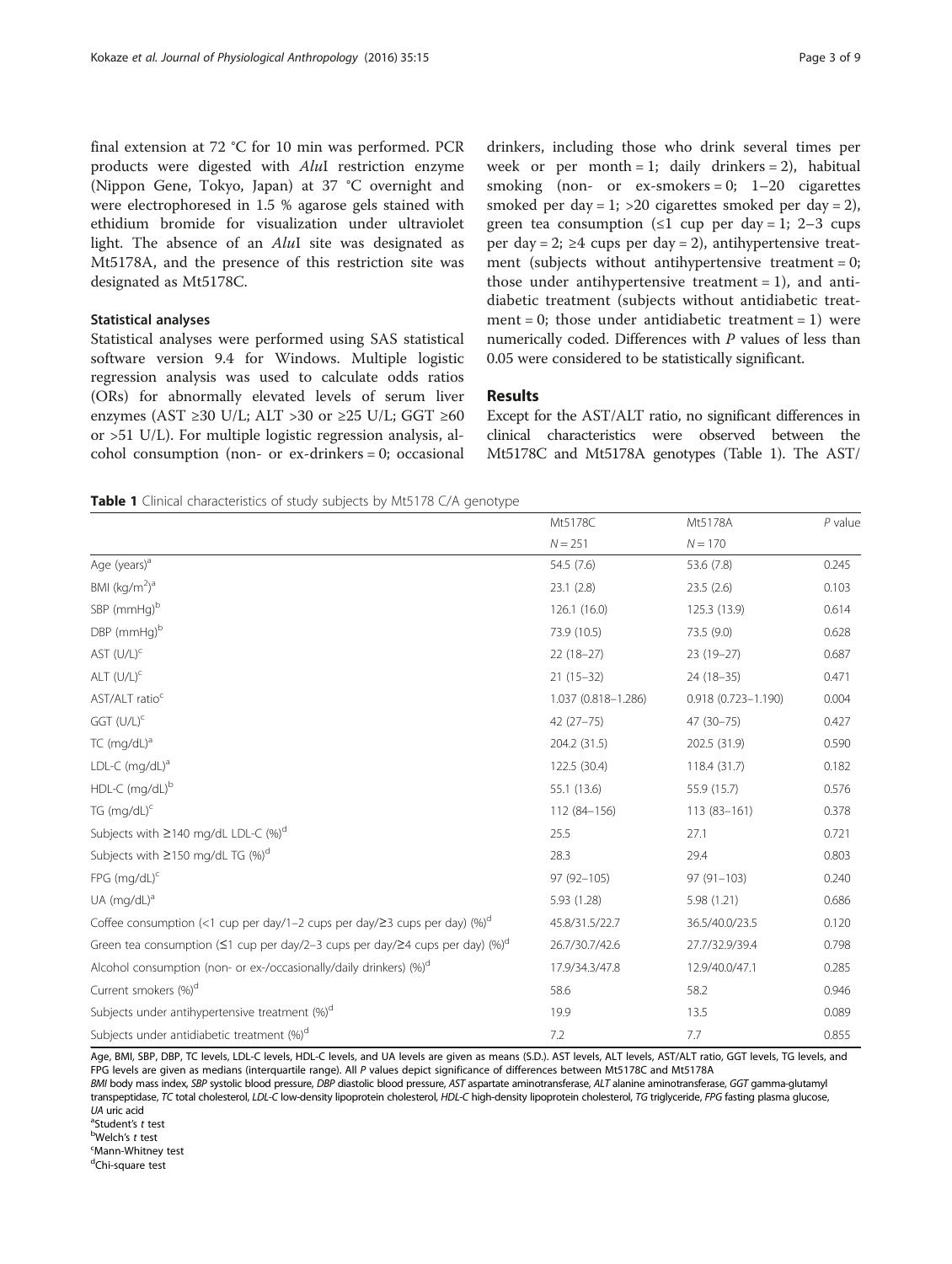final extension at 72 °C for 10 min was performed. PCR products were digested with *Alu*I restriction enzyme (Nippon Gene, Tokyo, Japan) at 37 °C overnight and were electrophoresed in 1.5 % agarose gels stained with ethidium bromide for visualization under ultraviolet light. The absence of an *Alu*I site was designated as Mt5178A, and the presence of this restriction site was designated as Mt5178C.

### Statistical analyses

Statistical analyses were performed using SAS statistical software version 9.4 for Windows. Multiple logistic regression analysis was used to calculate odds ratios (ORs) for abnormally elevated levels of serum liver enzymes (AST ≥30 U/L; ALT >30 or ≥25 U/L; GGT ≥60 or >51 U/L). For multiple logistic regression analysis, alcohol consumption (non- or ex-drinkers = 0; occasional drinkers, including those who drink several times per week or per month = 1; daily drinkers = 2), habitual smoking (non- or ex-smokers = 0; 1–20 cigarettes smoked per day = 1; >20 cigarettes smoked per day = 2), green tea consumption (≤1 cup per day = 1; 2–3 cups per day = 2; ≥4 cups per day = 2), antihypertensive treatment (subjects without antihypertensive treatment = 0; those under antihypertensive treatment = 1), and antidiabetic treatment (subjects without antidiabetic treatment = 0; those under antidiabetic treatment = 1) were numerically coded. Differences with *P* values of less than 0.05 were considered to be statistically significant.

## Results

Except for the AST/ALT ratio, no significant differences in clinical characteristics were observed between the Mt5178C and Mt5178A genotypes (Table 1). The AST/

**Table 1** Clinical characteristics of study subjects by Mt5178 C/A genotype

| | Mt5178C | Mt5178A | *P* value |
|---|---|---|---|
| | *N* = 251 | *N* = 170 | |
| Age (years)[a] | 54.5 (7.6) | 53.6 (7.8) | 0.245 |
| BMI (kg/m$^2$)[a] | 23.1 (2.8) | 23.5 (2.6) | 0.103 |
| SBP (mmHg)[b] | 126.1 (16.0) | 125.3 (13.9) | 0.614 |
| DBP (mmHg)[b] | 73.9 (10.5) | 73.5 (9.0) | 0.628 |
| AST (U/L)[c] | 22 (18–27) | 23 (19–27) | 0.687 |
| ALT (U/L)[c] | 21 (15–32) | 24 (18–35) | 0.471 |
| AST/ALT ratio[c] | 1.037 (0.818–1.286) | 0.918 (0.723–1.190) | 0.004 |
| GGT (U/L)[c] | 42 (27–75) | 47 (30–75) | 0.427 |
| TC (mg/dL)[a] | 204.2 (31.5) | 202.5 (31.9) | 0.590 |
| LDL-C (mg/dL)[a] | 122.5 (30.4) | 118.4 (31.7) | 0.182 |
| HDL-C (mg/dL)[b] | 55.1 (13.6) | 55.9 (15.7) | 0.576 |
| TG (mg/dL)[c] | 112 (84–156) | 113 (83–161) | 0.378 |
| Subjects with ≥140 mg/dL LDL-C (%)[d] | 25.5 | 27.1 | 0.721 |
| Subjects with ≥150 mg/dL TG (%)[d] | 28.3 | 29.4 | 0.803 |
| FPG (mg/dL)[c] | 97 (92–105) | 97 (91–103) | 0.240 |
| UA (mg/dL)[a] | 5.93 (1.28) | 5.98 (1.21) | 0.686 |
| Coffee consumption (<1 cup per day/1–2 cups per day/≥3 cups per day) (%)[d] | 45.8/31.5/22.7 | 36.5/40.0/23.5 | 0.120 |
| Green tea consumption (≤1 cup per day/2–3 cups per day/≥4 cups per day) (%)[d] | 26.7/30.7/42.6 | 27.7/32.9/39.4 | 0.798 |
| Alcohol consumption (non- or ex-/occasionally/daily drinkers) (%)[d] | 17.9/34.3/47.8 | 12.9/40.0/47.1 | 0.285 |
| Current smokers (%)[d] | 58.6 | 58.2 | 0.946 |
| Subjects under antihypertensive treatment (%)[d] | 19.9 | 13.5 | 0.089 |
| Subjects under antidiabetic treatment (%)[d] | 7.2 | 7.7 | 0.855 |

Age, BMI, SBP, DBP, TC levels, LDL-C levels, HDL-C levels, and UA levels are given as means (S.D.). AST levels, ALT levels, AST/ALT ratio, GGT levels, TG levels, and FPG levels are given as medians (interquartile range). All *P* values depict significance of differences between Mt5178C and Mt5178A

*BMI* body mass index, *SBP* systolic blood pressure, *DBP* diastolic blood pressure, *AST* aspartate aminotransferase, *ALT* alanine aminotransferase, *GGT* gamma-glutamyl transpeptidase, *TC* total cholesterol, *LDL-C* low-density lipoprotein cholesterol, *HDL-C* high-density lipoprotein cholesterol, *TG* triglyceride, *FPG* fasting plasma glucose, *UA* uric acid

[a]Student's *t* test

[b]Welch's *t* test

[c]Mann-Whitney test

[d]Chi-square test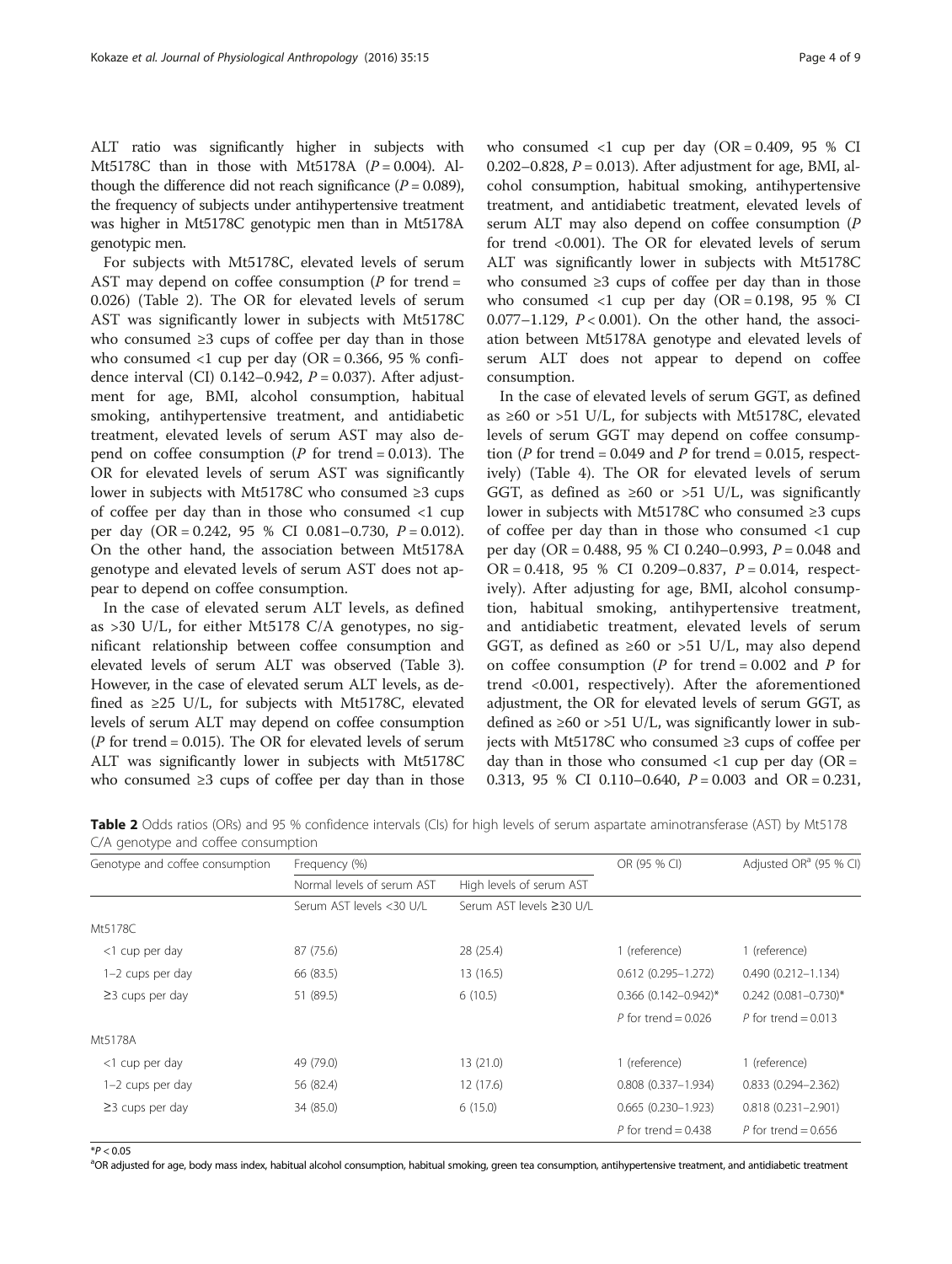ALT ratio was significantly higher in subjects with Mt5178C than in those with Mt5178A ($P = 0.004$). Although the difference did not reach significance ($P = 0.089$), the frequency of subjects under antihypertensive treatment was higher in Mt5178C genotypic men than in Mt5178A genotypic men.

For subjects with Mt5178C, elevated levels of serum AST may depend on coffee consumption ($P$ for trend = 0.026) (Table 2). The OR for elevated levels of serum AST was significantly lower in subjects with Mt5178C who consumed ≥3 cups of coffee per day than in those who consumed <1 cup per day (OR = 0.366, 95 % confidence interval (CI) 0.142–0.942, $P = 0.037$). After adjustment for age, BMI, alcohol consumption, habitual smoking, antihypertensive treatment, and antidiabetic treatment, elevated levels of serum AST may also depend on coffee consumption ($P$ for trend = 0.013). The OR for elevated levels of serum AST was significantly lower in subjects with Mt5178C who consumed ≥3 cups of coffee per day than in those who consumed <1 cup per day (OR = 0.242, 95 % CI 0.081–0.730, $P = 0.012$). On the other hand, the association between Mt5178A genotype and elevated levels of serum AST does not appear to depend on coffee consumption.

In the case of elevated serum ALT levels, as defined as >30 U/L, for either Mt5178 C/A genotypes, no significant relationship between coffee consumption and elevated levels of serum ALT was observed (Table 3). However, in the case of elevated serum ALT levels, as defined as ≥25 U/L, for subjects with Mt5178C, elevated levels of serum ALT may depend on coffee consumption ($P$ for trend = 0.015). The OR for elevated levels of serum ALT was significantly lower in subjects with Mt5178C who consumed ≥3 cups of coffee per day than in those who consumed <1 cup per day (OR = 0.409, 95 % CI 0.202–0.828, $P = 0.013$). After adjustment for age, BMI, alcohol consumption, habitual smoking, antihypertensive treatment, and antidiabetic treatment, elevated levels of serum ALT may also depend on coffee consumption ($P$ for trend <0.001). The OR for elevated levels of serum ALT was significantly lower in subjects with Mt5178C who consumed ≥3 cups of coffee per day than in those who consumed <1 cup per day (OR = 0.198, 95 % CI 0.077–1.129, $P < 0.001$). On the other hand, the association between Mt5178A genotype and elevated levels of serum ALT does not appear to depend on coffee consumption.

In the case of elevated levels of serum GGT, as defined as ≥60 or >51 U/L, for subjects with Mt5178C, elevated levels of serum GGT may depend on coffee consumption ($P$ for trend = 0.049 and $P$ for trend = 0.015, respectively) (Table 4). The OR for elevated levels of serum GGT, as defined as ≥60 or >51 U/L, was significantly lower in subjects with Mt5178C who consumed ≥3 cups of coffee per day than in those who consumed <1 cup per day (OR = 0.488, 95 % CI 0.240–0.993, $P = 0.048$ and OR = 0.418, 95 % CI 0.209–0.837, $P = 0.014$, respectively). After adjusting for age, BMI, alcohol consumption, habitual smoking, antihypertensive treatment, and antidiabetic treatment, elevated levels of serum GGT, as defined as ≥60 or >51 U/L, may also depend on coffee consumption ($P$ for trend = 0.002 and $P$ for trend <0.001, respectively). After the aforementioned adjustment, the OR for elevated levels of serum GGT, as defined as ≥60 or >51 U/L, was significantly lower in subjects with Mt5178C who consumed ≥3 cups of coffee per day than in those who consumed <1 cup per day (OR = 0.313, 95 % CI 0.110–0.640, $P = 0.003$ and OR = 0.231,

**Table 2** Odds ratios (ORs) and 95 % confidence intervals (CIs) for high levels of serum aspartate aminotransferase (AST) by Mt5178 C/A genotype and coffee consumption

| Genotype and coffee consumption | Frequency (%) | | OR (95 % CI) | Adjusted OR[a] (95 % CI) |
|---|---|---|---|---|
| | Normal levels of serum AST | High levels of serum AST | | |
| | Serum AST levels <30 U/L | Serum AST levels ≥30 U/L | | |
| Mt5178C | | | | |
| <1 cup per day | 87 (75.6) | 28 (25.4) | 1 (reference) | 1 (reference) |
| 1–2 cups per day | 66 (83.5) | 13 (16.5) | 0.612 (0.295–1.272) | 0.490 (0.212–1.134) |
| ≥3 cups per day | 51 (89.5) | 6 (10.5) | 0.366 (0.142–0.942)* | 0.242 (0.081–0.730)* |
| | | | $P$ for trend = 0.026 | $P$ for trend = 0.013 |
| Mt5178A | | | | |
| <1 cup per day | 49 (79.0) | 13 (21.0) | 1 (reference) | 1 (reference) |
| 1–2 cups per day | 56 (82.4) | 12 (17.6) | 0.808 (0.337–1.934) | 0.833 (0.294–2.362) |
| ≥3 cups per day | 34 (85.0) | 6 (15.0) | 0.665 (0.230–1.923) | 0.818 (0.231–2.901) |
| | | | $P$ for trend = 0.438 | $P$ for trend = 0.656 |

*$P < 0.05$

[a]OR adjusted for age, body mass index, habitual alcohol consumption, habitual smoking, green tea consumption, antihypertensive treatment, and antidiabetic treatment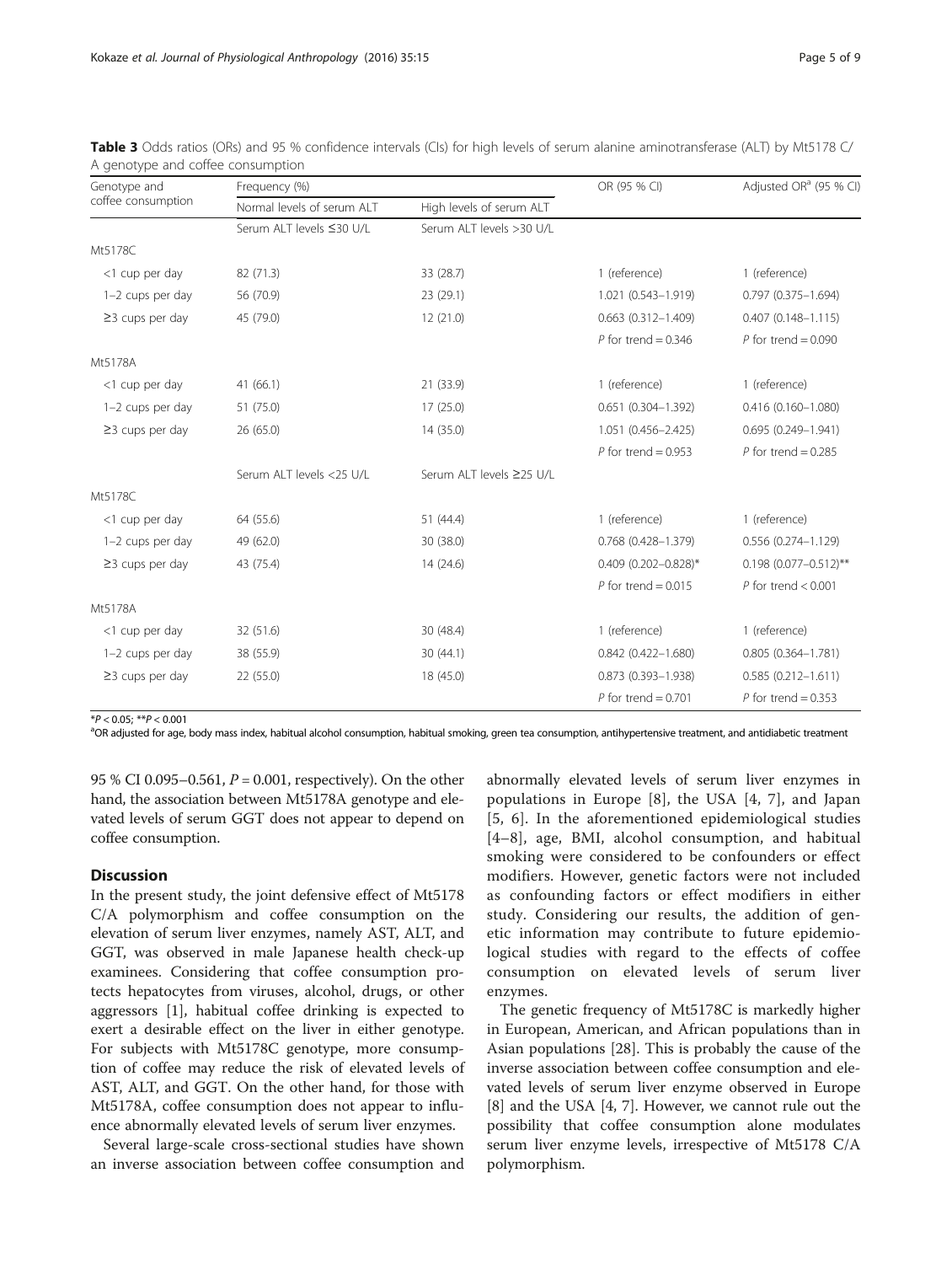**Table 3** Odds ratios (ORs) and 95 % confidence intervals (CIs) for high levels of serum alanine aminotransferase (ALT) by Mt5178 C/A genotype and coffee consumption

| Genotype and coffee consumption | Frequency (%) | | OR (95 % CI) | Adjusted OR[a] (95 % CI) |
|---|---|---|---|---|
| | Normal levels of serum ALT | High levels of serum ALT | | |
| | Serum ALT levels ≤30 U/L | Serum ALT levels >30 U/L | | |
| Mt5178C | | | | |
| <1 cup per day | 82 (71.3) | 33 (28.7) | 1 (reference) | 1 (reference) |
| 1–2 cups per day | 56 (70.9) | 23 (29.1) | 1.021 (0.543–1.919) | 0.797 (0.375–1.694) |
| ≥3 cups per day | 45 (79.0) | 12 (21.0) | 0.663 (0.312–1.409) | 0.407 (0.148–1.115) |
| | | | $P$ for trend = 0.346 | $P$ for trend = 0.090 |
| Mt5178A | | | | |
| <1 cup per day | 41 (66.1) | 21 (33.9) | 1 (reference) | 1 (reference) |
| 1–2 cups per day | 51 (75.0) | 17 (25.0) | 0.651 (0.304–1.392) | 0.416 (0.160–1.080) |
| ≥3 cups per day | 26 (65.0) | 14 (35.0) | 1.051 (0.456–2.425) | 0.695 (0.249–1.941) |
| | | | $P$ for trend = 0.953 | $P$ for trend = 0.285 |
| | Serum ALT levels <25 U/L | Serum ALT levels ≥25 U/L | | |
| Mt5178C | | | | |
| <1 cup per day | 64 (55.6) | 51 (44.4) | 1 (reference) | 1 (reference) |
| 1–2 cups per day | 49 (62.0) | 30 (38.0) | 0.768 (0.428–1.379) | 0.556 (0.274–1.129) |
| ≥3 cups per day | 43 (75.4) | 14 (24.6) | 0.409 (0.202–0.828)* | 0.198 (0.077–0.512)** |
| | | | $P$ for trend = 0.015 | $P$ for trend < 0.001 |
| Mt5178A | | | | |
| <1 cup per day | 32 (51.6) | 30 (48.4) | 1 (reference) | 1 (reference) |
| 1–2 cups per day | 38 (55.9) | 30 (44.1) | 0.842 (0.422–1.680) | 0.805 (0.364–1.781) |
| ≥3 cups per day | 22 (55.0) | 18 (45.0) | 0.873 (0.393–1.938) | 0.585 (0.212–1.611) |
| | | | $P$ for trend = 0.701 | $P$ for trend = 0.353 |

*$P < 0.05$; **$P < 0.001$

[a]OR adjusted for age, body mass index, habitual alcohol consumption, habitual smoking, green tea consumption, antihypertensive treatment, and antidiabetic treatment

95 % CI 0.095–0.561, $P = 0.001$, respectively). On the other hand, the association between Mt5178A genotype and elevated levels of serum GGT does not appear to depend on coffee consumption.

## Discussion

In the present study, the joint defensive effect of Mt5178 C/A polymorphism and coffee consumption on the elevation of serum liver enzymes, namely AST, ALT, and GGT, was observed in male Japanese health check-up examinees. Considering that coffee consumption protects hepatocytes from viruses, alcohol, drugs, or other aggressors [1], habitual coffee drinking is expected to exert a desirable effect on the liver in either genotype. For subjects with Mt5178C genotype, more consumption of coffee may reduce the risk of elevated levels of AST, ALT, and GGT. On the other hand, for those with Mt5178A, coffee consumption does not appear to influence abnormally elevated levels of serum liver enzymes.

Several large-scale cross-sectional studies have shown an inverse association between coffee consumption and abnormally elevated levels of serum liver enzymes in populations in Europe [8], the USA [4, 7], and Japan [5, 6]. In the aforementioned epidemiological studies [4–8], age, BMI, alcohol consumption, and habitual smoking were considered to be confounders or effect modifiers. However, genetic factors were not included as confounding factors or effect modifiers in either study. Considering our results, the addition of genetic information may contribute to future epidemiological studies with regard to the effects of coffee consumption on elevated levels of serum liver enzymes.

The genetic frequency of Mt5178C is markedly higher in European, American, and African populations than in Asian populations [28]. This is probably the cause of the inverse association between coffee consumption and elevated levels of serum liver enzyme observed in Europe [8] and the USA [4, 7]. However, we cannot rule out the possibility that coffee consumption alone modulates serum liver enzyme levels, irrespective of Mt5178 C/A polymorphism.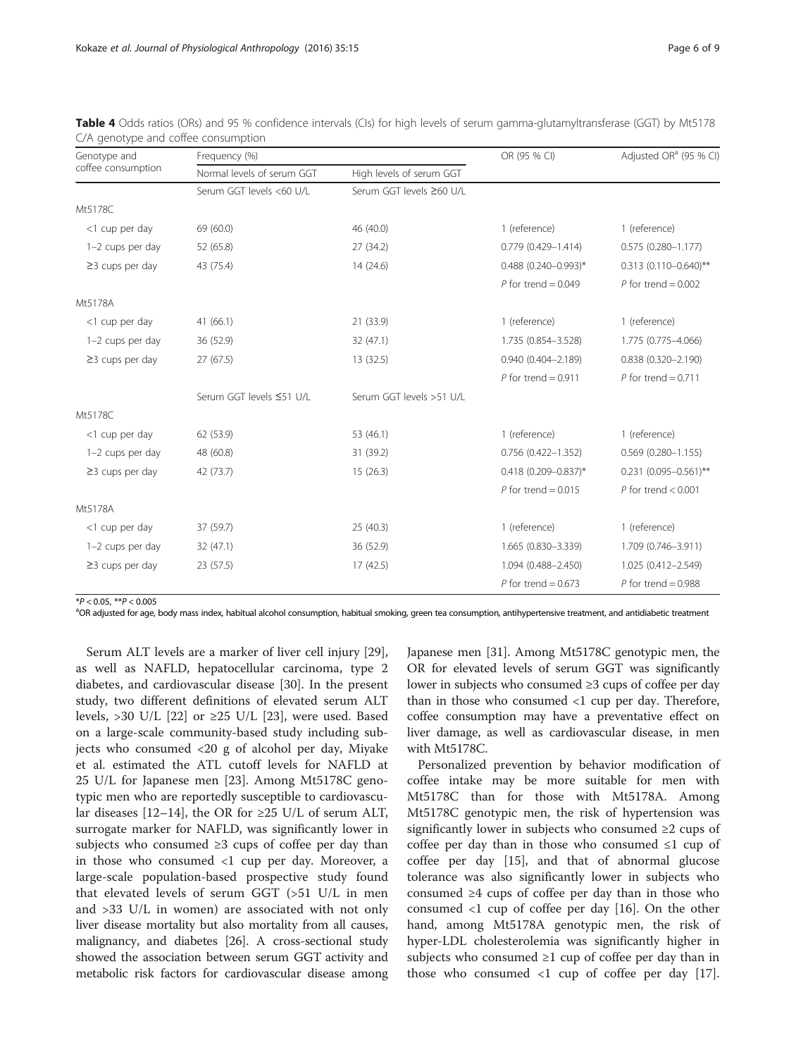**Table 4** Odds ratios (ORs) and 95 % confidence intervals (CIs) for high levels of serum gamma-glutamyltransferase (GGT) by Mt5178 C/A genotype and coffee consumption

| Genotype and coffee consumption | Frequency (%) | | OR (95 % CI) | Adjusted OR[a] (95 % CI) |
|---|---|---|---|---|
| | Normal levels of serum GGT | High levels of serum GGT | | |
| | Serum GGT levels <60 U/L | Serum GGT levels ≥60 U/L | | |
| Mt5178C | | | | |
| <1 cup per day | 69 (60.0) | 46 (40.0) | 1 (reference) | 1 (reference) |
| 1–2 cups per day | 52 (65.8) | 27 (34.2) | 0.779 (0.429–1.414) | 0.575 (0.280–1.177) |
| ≥3 cups per day | 43 (75.4) | 14 (24.6) | 0.488 (0.240–0.993)* | 0.313 (0.110–0.640)** |
| | | | $P$ for trend = 0.049 | $P$ for trend = 0.002 |
| Mt5178A | | | | |
| <1 cup per day | 41 (66.1) | 21 (33.9) | 1 (reference) | 1 (reference) |
| 1–2 cups per day | 36 (52.9) | 32 (47.1) | 1.735 (0.854–3.528) | 1.775 (0.775–4.066) |
| ≥3 cups per day | 27 (67.5) | 13 (32.5) | 0.940 (0.404–2.189) | 0.838 (0.320–2.190) |
| | | | $P$ for trend = 0.911 | $P$ for trend = 0.711 |
| | Serum GGT levels ≤51 U/L | Serum GGT levels >51 U/L | | |
| Mt5178C | | | | |
| <1 cup per day | 62 (53.9) | 53 (46.1) | 1 (reference) | 1 (reference) |
| 1–2 cups per day | 48 (60.8) | 31 (39.2) | 0.756 (0.422–1.352) | 0.569 (0.280–1.155) |
| ≥3 cups per day | 42 (73.7) | 15 (26.3) | 0.418 (0.209–0.837)* | 0.231 (0.095–0.561)** |
| | | | $P$ for trend = 0.015 | $P$ for trend < 0.001 |
| Mt5178A | | | | |
| <1 cup per day | 37 (59.7) | 25 (40.3) | 1 (reference) | 1 (reference) |
| 1–2 cups per day | 32 (47.1) | 36 (52.9) | 1.665 (0.830–3.339) | 1.709 (0.746–3.911) |
| ≥3 cups per day | 23 (57.5) | 17 (42.5) | 1.094 (0.488–2.450) | 1.025 (0.412–2.549) |
| | | | $P$ for trend = 0.673 | $P$ for trend = 0.988 |

*$P < 0.05$, **$P < 0.005$

[a]OR adjusted for age, body mass index, habitual alcohol consumption, habitual smoking, green tea consumption, antihypertensive treatment, and antidiabetic treatment

Serum ALT levels are a marker of liver cell injury [29], as well as NAFLD, hepatocellular carcinoma, type 2 diabetes, and cardiovascular disease [30]. In the present study, two different definitions of elevated serum ALT levels, >30 U/L [22] or ≥25 U/L [23], were used. Based on a large-scale community-based study including subjects who consumed <20 g of alcohol per day, Miyake et al. estimated the ATL cutoff levels for NAFLD at 25 U/L for Japanese men [23]. Among Mt5178C genotypic men who are reportedly susceptible to cardiovascular diseases [12–14], the OR for ≥25 U/L of serum ALT, surrogate marker for NAFLD, was significantly lower in subjects who consumed ≥3 cups of coffee per day than in those who consumed <1 cup per day. Moreover, a large-scale population-based prospective study found that elevated levels of serum GGT (>51 U/L in men and >33 U/L in women) are associated with not only liver disease mortality but also mortality from all causes, malignancy, and diabetes [26]. A cross-sectional study showed the association between serum GGT activity and metabolic risk factors for cardiovascular disease among Japanese men [31]. Among Mt5178C genotypic men, the OR for elevated levels of serum GGT was significantly lower in subjects who consumed ≥3 cups of coffee per day than in those who consumed <1 cup per day. Therefore, coffee consumption may have a preventative effect on liver damage, as well as cardiovascular disease, in men with Mt5178C.

Personalized prevention by behavior modification of coffee intake may be more suitable for men with Mt5178C than for those with Mt5178A. Among Mt5178C genotypic men, the risk of hypertension was significantly lower in subjects who consumed ≥2 cups of coffee per day than in those who consumed ≤1 cup of coffee per day [15], and that of abnormal glucose tolerance was also significantly lower in subjects who consumed ≥4 cups of coffee per day than in those who consumed <1 cup of coffee per day [16]. On the other hand, among Mt5178A genotypic men, the risk of hyper-LDL cholesterolemia was significantly higher in subjects who consumed ≥1 cup of coffee per day than in those who consumed <1 cup of coffee per day [17].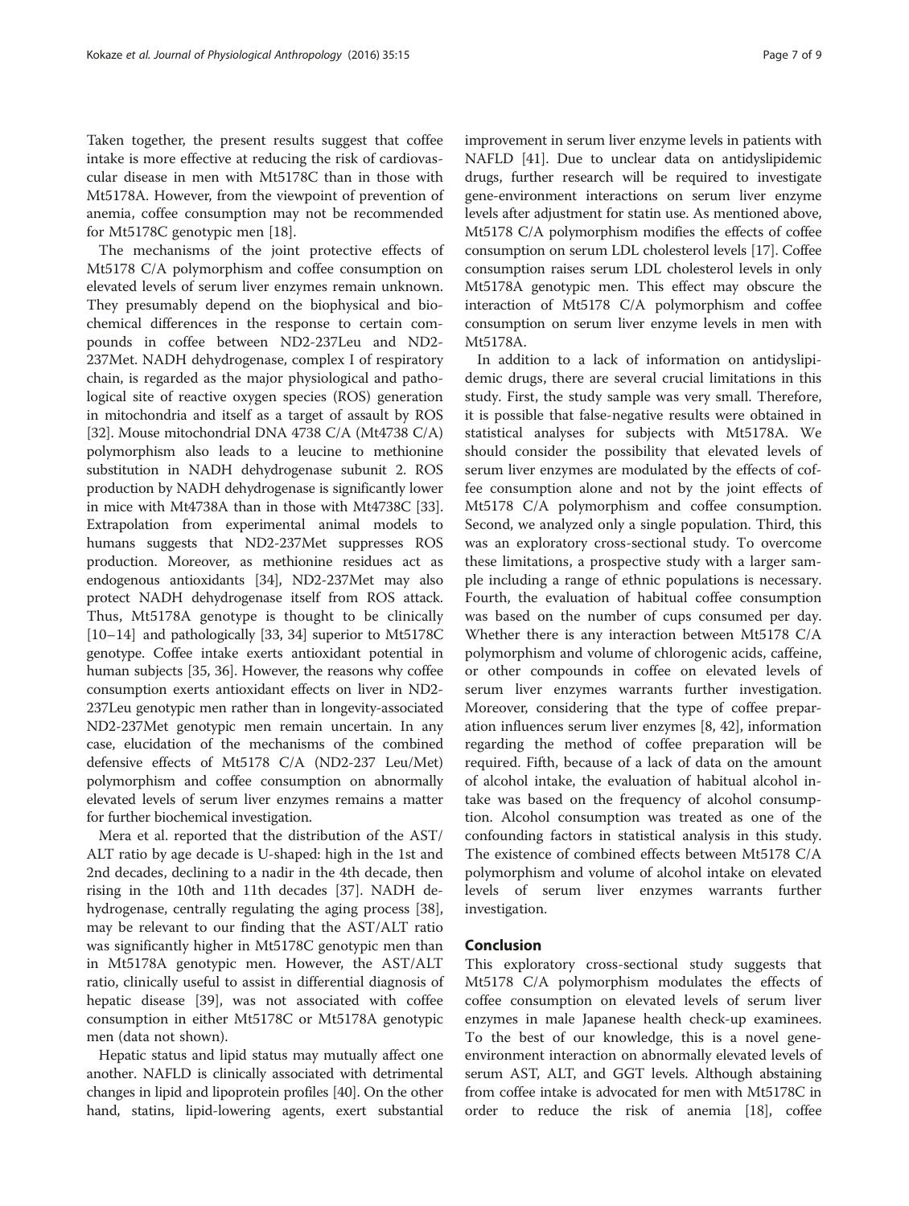Taken together, the present results suggest that coffee intake is more effective at reducing the risk of cardiovascular disease in men with Mt5178C than in those with Mt5178A. However, from the viewpoint of prevention of anemia, coffee consumption may not be recommended for Mt5178C genotypic men [18].

The mechanisms of the joint protective effects of Mt5178 C/A polymorphism and coffee consumption on elevated levels of serum liver enzymes remain unknown. They presumably depend on the biophysical and biochemical differences in the response to certain compounds in coffee between ND2-237Leu and ND2-237Met. NADH dehydrogenase, complex I of respiratory chain, is regarded as the major physiological and pathological site of reactive oxygen species (ROS) generation in mitochondria and itself as a target of assault by ROS [32]. Mouse mitochondrial DNA 4738 C/A (Mt4738 C/A) polymorphism also leads to a leucine to methionine substitution in NADH dehydrogenase subunit 2. ROS production by NADH dehydrogenase is significantly lower in mice with Mt4738A than in those with Mt4738C [33]. Extrapolation from experimental animal models to humans suggests that ND2-237Met suppresses ROS production. Moreover, as methionine residues act as endogenous antioxidants [34], ND2-237Met may also protect NADH dehydrogenase itself from ROS attack. Thus, Mt5178A genotype is thought to be clinically [10–14] and pathologically [33, 34] superior to Mt5178C genotype. Coffee intake exerts antioxidant potential in human subjects [35, 36]. However, the reasons why coffee consumption exerts antioxidant effects on liver in ND2-237Leu genotypic men rather than in longevity-associated ND2-237Met genotypic men remain uncertain. In any case, elucidation of the mechanisms of the combined defensive effects of Mt5178 C/A (ND2-237 Leu/Met) polymorphism and coffee consumption on abnormally elevated levels of serum liver enzymes remains a matter for further biochemical investigation.

Mera et al. reported that the distribution of the AST/ALT ratio by age decade is U-shaped: high in the 1st and 2nd decades, declining to a nadir in the 4th decade, then rising in the 10th and 11th decades [37]. NADH dehydrogenase, centrally regulating the aging process [38], may be relevant to our finding that the AST/ALT ratio was significantly higher in Mt5178C genotypic men than in Mt5178A genotypic men. However, the AST/ALT ratio, clinically useful to assist in differential diagnosis of hepatic disease [39], was not associated with coffee consumption in either Mt5178C or Mt5178A genotypic men (data not shown).

Hepatic status and lipid status may mutually affect one another. NAFLD is clinically associated with detrimental changes in lipid and lipoprotein profiles [40]. On the other hand, statins, lipid-lowering agents, exert substantial improvement in serum liver enzyme levels in patients with NAFLD [41]. Due to unclear data on antidyslipidemic drugs, further research will be required to investigate gene-environment interactions on serum liver enzyme levels after adjustment for statin use. As mentioned above, Mt5178 C/A polymorphism modifies the effects of coffee consumption on serum LDL cholesterol levels [17]. Coffee consumption raises serum LDL cholesterol levels in only Mt5178A genotypic men. This effect may obscure the interaction of Mt5178 C/A polymorphism and coffee consumption on serum liver enzyme levels in men with Mt5178A.

In addition to a lack of information on antidyslipidemic drugs, there are several crucial limitations in this study. First, the study sample was very small. Therefore, it is possible that false-negative results were obtained in statistical analyses for subjects with Mt5178A. We should consider the possibility that elevated levels of serum liver enzymes are modulated by the effects of coffee consumption alone and not by the joint effects of Mt5178 C/A polymorphism and coffee consumption. Second, we analyzed only a single population. Third, this was an exploratory cross-sectional study. To overcome these limitations, a prospective study with a larger sample including a range of ethnic populations is necessary. Fourth, the evaluation of habitual coffee consumption was based on the number of cups consumed per day. Whether there is any interaction between Mt5178 C/A polymorphism and volume of chlorogenic acids, caffeine, or other compounds in coffee on elevated levels of serum liver enzymes warrants further investigation. Moreover, considering that the type of coffee preparation influences serum liver enzymes [8, 42], information regarding the method of coffee preparation will be required. Fifth, because of a lack of data on the amount of alcohol intake, the evaluation of habitual alcohol intake was based on the frequency of alcohol consumption. Alcohol consumption was treated as one of the confounding factors in statistical analysis in this study. The existence of combined effects between Mt5178 C/A polymorphism and volume of alcohol intake on elevated levels of serum liver enzymes warrants further investigation.

## Conclusion

This exploratory cross-sectional study suggests that Mt5178 C/A polymorphism modulates the effects of coffee consumption on elevated levels of serum liver enzymes in male Japanese health check-up examinees. To the best of our knowledge, this is a novel gene-environment interaction on abnormally elevated levels of serum AST, ALT, and GGT levels. Although abstaining from coffee intake is advocated for men with Mt5178C in order to reduce the risk of anemia [18], coffee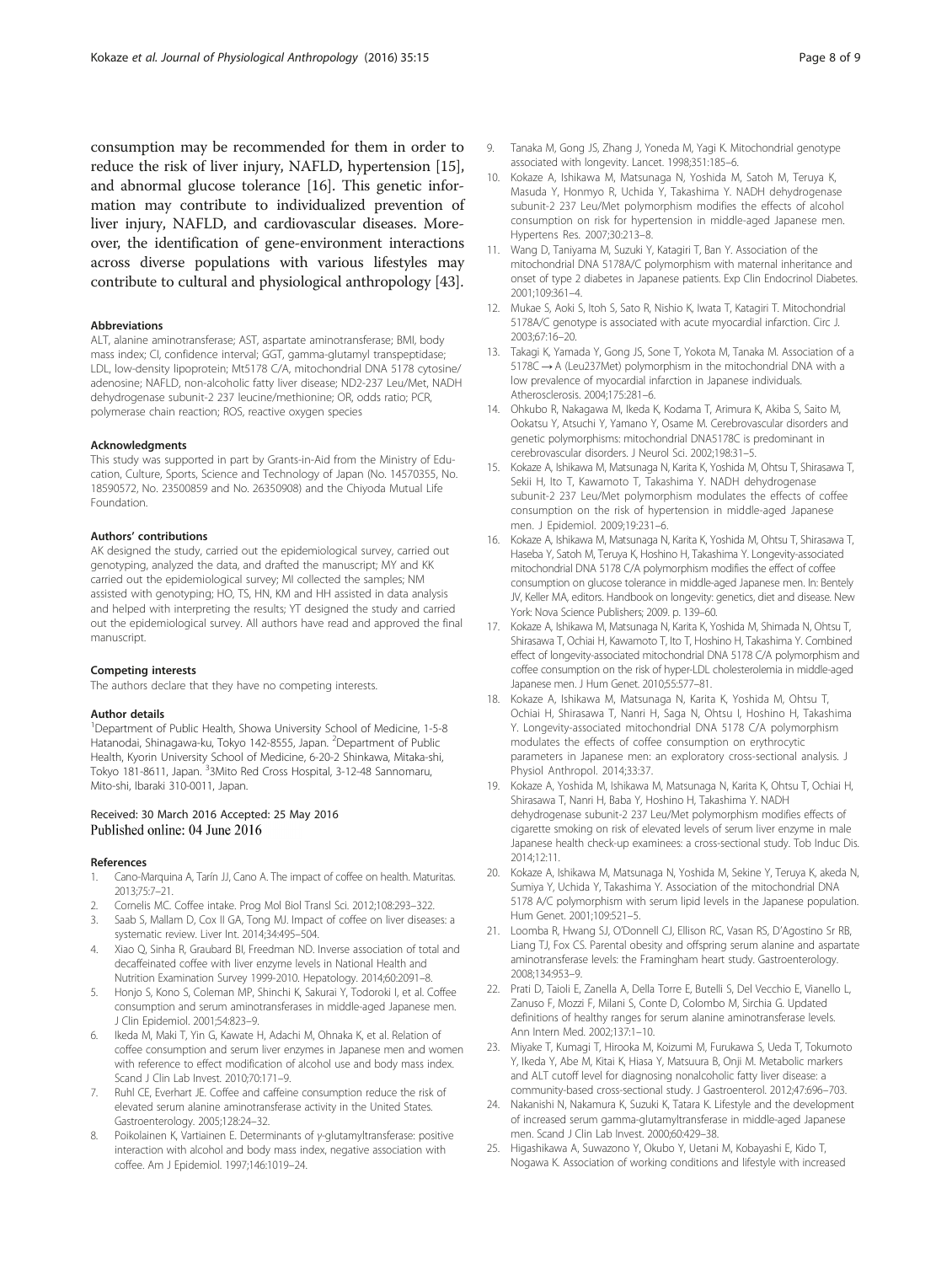consumption may be recommended for them in order to reduce the risk of liver injury, NAFLD, hypertension [15], and abnormal glucose tolerance [16]. This genetic information may contribute to individualized prevention of liver injury, NAFLD, and cardiovascular diseases. Moreover, the identification of gene-environment interactions across diverse populations with various lifestyles may contribute to cultural and physiological anthropology [43].

#### Abbreviations

ALT, alanine aminotransferase; AST, aspartate aminotransferase; BMI, body mass index; CI, confidence interval; GGT, gamma-glutamyl transpeptidase; LDL, low-density lipoprotein; Mt5178 C/A, mitochondrial DNA 5178 cytosine/adenosine; NAFLD, non-alcoholic fatty liver disease; ND2-237 Leu/Met, NADH dehydrogenase subunit-2 237 leucine/methionine; OR, odds ratio; PCR, polymerase chain reaction; ROS, reactive oxygen species

#### Acknowledgments

This study was supported in part by Grants-in-Aid from the Ministry of Education, Culture, Sports, Science and Technology of Japan (No. 14570355, No. 18590572, No. 23500859 and No. 26350908) and the Chiyoda Mutual Life Foundation.

#### Authors' contributions

AK designed the study, carried out the epidemiological survey, carried out genotyping, analyzed the data, and drafted the manuscript; MY and KK carried out the epidemiological survey; MI collected the samples; NM assisted with genotyping; HO, TS, HN, KM and HH assisted in data analysis and helped with interpreting the results; YT designed the study and carried out the epidemiological survey. All authors have read and approved the final manuscript.

#### Competing interests

The authors declare that they have no competing interests.

#### Author details

[1]Department of Public Health, Showa University School of Medicine, 1-5-8 Hatanodai, Shinagawa-ku, Tokyo 142-8555, Japan. [2]Department of Public Health, Kyorin University School of Medicine, 6-20-2 Shinkawa, Mitaka-shi, Tokyo 181-8611, Japan. [3]3Mito Red Cross Hospital, 3-12-48 Sannomaru, Mito-shi, Ibaraki 310-0011, Japan.

Received: 30 March 2016 Accepted: 25 May 2016
Published online: 04 June 2016

#### References

1. Cano-Marquina A, Tarín JJ, Cano A. The impact of coffee on health. Maturitas. 2013;75:7–21.
2. Cornelis MC. Coffee intake. Prog Mol Biol Transl Sci. 2012;108:293–322.
3. Saab S, Mallam D, Cox II GA, Tong MJ. Impact of coffee on liver diseases: a systematic review. Liver Int. 2014;34:495–504.
4. Xiao Q, Sinha R, Graubard BI, Freedman ND. Inverse association of total and decaffeinated coffee with liver enzyme levels in National Health and Nutrition Examination Survey 1999-2010. Hepatology. 2014;60:2091–8.
5. Honjo S, Kono S, Coleman MP, Shinchi K, Sakurai Y, Todoroki I, et al. Coffee consumption and serum aminotransferases in middle-aged Japanese men. J Clin Epidemiol. 2001;54:823–9.
6. Ikeda M, Maki T, Yin G, Kawate H, Adachi M, Ohnaka K, et al. Relation of coffee consumption and serum liver enzymes in Japanese men and women with reference to effect modification of alcohol use and body mass index. Scand J Clin Lab Invest. 2010;70:171–9.
7. Ruhl CE, Everhart JE. Coffee and caffeine consumption reduce the risk of elevated serum alanine aminotransferase activity in the United States. Gastroenterology. 2005;128:24–32.
8. Poikolainen K, Vartiainen E. Determinants of γ-glutamyltransferase: positive interaction with alcohol and body mass index, negative association with coffee. Am J Epidemiol. 1997;146:1019–24.
9. Tanaka M, Gong JS, Zhang J, Yoneda M, Yagi K. Mitochondrial genotype associated with longevity. Lancet. 1998;351:185–6.
10. Kokaze A, Ishikawa M, Matsunaga N, Yoshida M, Satoh M, Teruya K, Masuda Y, Honmyo R, Uchida Y, Takashima Y. NADH dehydrogenase subunit-2 237 Leu/Met polymorphism modifies the effects of alcohol consumption on risk for hypertension in middle-aged Japanese men. Hypertens Res. 2007;30:213–8.
11. Wang D, Taniyama M, Suzuki Y, Katagiri T, Ban Y. Association of the mitochondrial DNA 5178A/C polymorphism with maternal inheritance and onset of type 2 diabetes in Japanese patients. Exp Clin Endocrinol Diabetes. 2001;109:361–4.
12. Mukae S, Aoki S, Itoh S, Sato R, Nishio K, Iwata T, Katagiri T. Mitochondrial 5178A/C genotype is associated with acute myocardial infarction. Circ J. 2003;67:16–20.
13. Takagi K, Yamada Y, Gong JS, Sone T, Yokota M, Tanaka M. Association of a 5178C → A (Leu237Met) polymorphism in the mitochondrial DNA with a low prevalence of myocardial infarction in Japanese individuals. Atherosclerosis. 2004;175:281–6.
14. Ohkubo R, Nakagawa M, Ikeda K, Kodama T, Arimura K, Akiba S, Saito M, Ookatsu Y, Atsuchi Y, Yamano Y, Osame M. Cerebrovascular disorders and genetic polymorphisms: mitochondrial DNA5178C is predominant in cerebrovascular disorders. J Neurol Sci. 2002;198:31–5.
15. Kokaze A, Ishikawa M, Matsunaga N, Karita K, Yoshida M, Ohtsu T, Shirasawa T, Sekii H, Ito T, Kawamoto T, Takashima Y. NADH dehydrogenase subunit-2 237 Leu/Met polymorphism modulates the effects of coffee consumption on the risk of hypertension in middle-aged Japanese men. J Epidemiol. 2009;19:231–6.
16. Kokaze A, Ishikawa M, Matsunaga N, Karita K, Yoshida M, Ohtsu T, Shirasawa T, Haseba Y, Satoh M, Teruya K, Hoshino H, Takashima Y. Longevity-associated mitochondrial DNA 5178 C/A polymorphism modifies the effect of coffee consumption on glucose tolerance in middle-aged Japanese men. In: Bentely JV, Keller MA, editors. Handbook on longevity: genetics, diet and disease. New York: Nova Science Publishers; 2009. p. 139–60.
17. Kokaze A, Ishikawa M, Matsunaga N, Karita K, Yoshida M, Shimada N, Ohtsu T, Shirasawa T, Ochiai H, Kawamoto T, Ito T, Hoshino H, Takashima Y. Combined effect of longevity-associated mitochondrial DNA 5178 C/A polymorphism and coffee consumption on the risk of hyper-LDL cholesterolemia in middle-aged Japanese men. J Hum Genet. 2010;55:577–81.
18. Kokaze A, Ishikawa M, Matsunaga N, Karita K, Yoshida M, Ohtsu T, Ochiai H, Shirasawa T, Nanri H, Saga N, Ohtsu I, Hoshino H, Takashima Y. Longevity-associated mitochondrial DNA 5178 C/A polymorphism modulates the effects of coffee consumption on erythrocytic parameters in Japanese men: an exploratory cross-sectional analysis. J Physiol Anthropol. 2014;33:37.
19. Kokaze A, Yoshida M, Ishikawa M, Matsunaga N, Karita K, Ohtsu T, Ochiai H, Shirasawa T, Nanri H, Baba Y, Hoshino H, Takashima Y. NADH dehydrogenase subunit-2 237 Leu/Met polymorphism modifies effects of cigarette smoking on risk of elevated levels of serum liver enzyme in male Japanese health check-up examinees: a cross-sectional study. Tob Induc Dis. 2014;12:11.
20. Kokaze A, Ishikawa M, Matsunaga N, Yoshida M, Sekine Y, Teruya K, akeda N, Sumiya Y, Uchida Y, Takashima Y. Association of the mitochondrial DNA 5178 A/C polymorphism with serum lipid levels in the Japanese population. Hum Genet. 2001;109:521–5.
21. Loomba R, Hwang SJ, O'Donnell CJ, Ellison RC, Vasan RS, D'Agostino Sr RB, Liang TJ, Fox CS. Parental obesity and offspring serum alanine and aspartate aminotransferase levels: the Framingham heart study. Gastroenterology. 2008;134:953–9.
22. Prati D, Taioli E, Zanella A, Della Torre E, Butelli S, Del Vecchio E, Vianello L, Zanuso F, Mozzi F, Milani S, Conte D, Colombo M, Sirchia G. Updated definitions of healthy ranges for serum alanine aminotransferase levels. Ann Intern Med. 2002;137:1–10.
23. Miyake T, Kumagi T, Hirooka M, Koizumi M, Furukawa S, Ueda T, Tokumoto Y, Ikeda Y, Abe M, Kitai K, Hiasa Y, Matsuura B, Onji M. Metabolic markers and ALT cutoff level for diagnosing nonalcoholic fatty liver disease: a community-based cross-sectional study. J Gastroenterol. 2012;47:696–703.
24. Nakanishi N, Nakamura K, Suzuki K, Tatara K. Lifestyle and the development of increased serum gamma-glutamyltransferase in middle-aged Japanese men. Scand J Clin Lab Invest. 2000;60:429–38.
25. Higashikawa A, Suwazono Y, Okubo Y, Uetani M, Kobayashi E, Kido T, Nogawa K. Association of working conditions and lifestyle with increased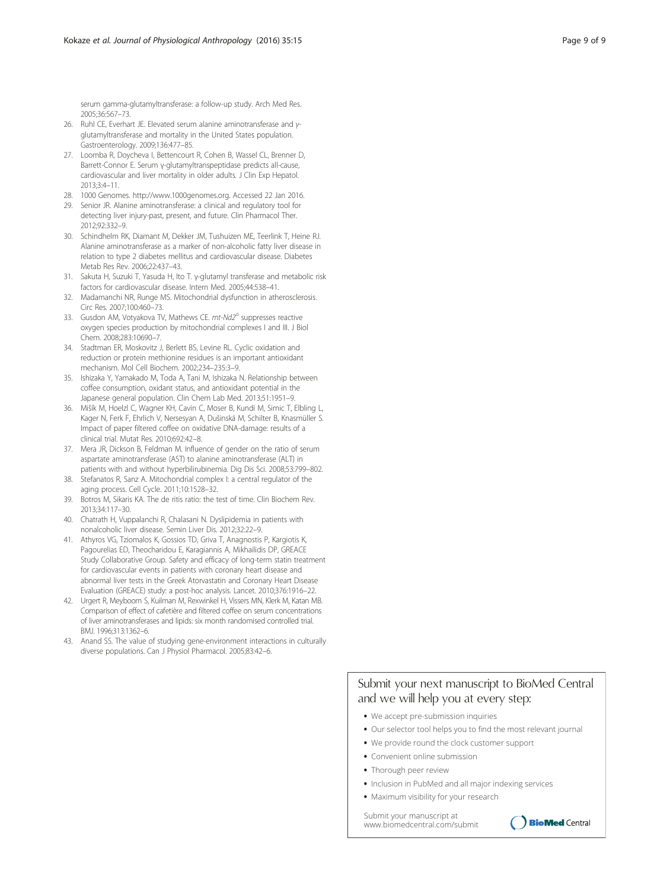serum gamma-glutamyltransferase: a follow-up study. Arch Med Res. 2005;36:567–73.

26. Ruhl CE, Everhart JE. Elevated serum alanine aminotransferase and γ-glutamyltransferase and mortality in the United States population. Gastroenterology. 2009;136:477–85.
27. Loomba R, Doycheva I, Bettencourt R, Cohen B, Wassel CL, Brenner D, Barrett-Connor E. Serum γ-glutamyltranspeptidase predicts all-cause, cardiovascular and liver mortality in older adults. J Clin Exp Hepatol. 2013;3:4–11.
28. 1000 Genomes. http://www.1000genomes.org. Accessed 22 Jan 2016.
29. Senior JR. Alanine aminotransferase: a clinical and regulatory tool for detecting liver injury-past, present, and future. Clin Pharmacol Ther. 2012;92:332–9.
30. Schindhelm RK, Diamant M, Dekker JM, Tushuizen ME, Teerlink T, Heine RJ. Alanine aminotransferase as a marker of non-alcoholic fatty liver disease in relation to type 2 diabetes mellitus and cardiovascular disease. Diabetes Metab Res Rev. 2006;22:437–43.
31. Sakuta H, Suzuki T, Yasuda H, Ito T. γ-glutamyl transferase and metabolic risk factors for cardiovascular disease. Intern Med. 2005;44:538–41.
32. Madamanchi NR, Runge MS. Mitochondrial dysfunction in atherosclerosis. Circ Res. 2007;100:460–73.
33. Gusdon AM, Votyakova TV, Mathews CE. *mt-Nd2*[a] suppresses reactive oxygen species production by mitochondrial complexes I and III. J Biol Chem. 2008;283:10690–7.
34. Stadtman ER, Moskovitz J, Berlett BS, Levine RL. Cyclic oxidation and reduction or protein methionine residues is an important antioxidant mechanism. Mol Cell Biochem. 2002;234–235:3–9.
35. Ishizaka Y, Yamakado M, Toda A, Tani M, Ishizaka N. Relationship between coffee consumption, oxidant status, and antioxidant potential in the Japanese general population. Clin Chem Lab Med. 2013;51:1951–9.
36. Mišík M, Hoelzl C, Wagner KH, Cavin C, Moser B, Kundi M, Simic T, Elbling L, Kager N, Ferk F, Ehrlich V, Nersesyan A, Dušinská M, Schilter B, Knasmüller S. Impact of paper filtered coffee on oxidative DNA-damage: results of a clinical trial. Mutat Res. 2010;692:42–8.
37. Mera JR, Dickson B, Feldman M. Influence of gender on the ratio of serum aspartate aminotransferase (AST) to alanine aminotransferase (ALT) in patients with and without hyperbilirubinemia. Dig Dis Sci. 2008;53:799–802.
38. Stefanatos R, Sanz A. Mitochondrial complex I: a central regulator of the aging process. Cell Cycle. 2011;10:1528–32.
39. Botros M, Sikaris KA. The de ritis ratio: the test of time. Clin Biochem Rev. 2013;34:117–30.
40. Chatrath H, Vuppalanchi R, Chalasani N. Dyslipidemia in patients with nonalcoholic liver disease. Semin Liver Dis. 2012;32:22–9.
41. Athyros VG, Tziomalos K, Gossios TD, Griva T, Anagnostis P, Kargiotis K, Pagourelias ED, Theocharidou E, Karagiannis A, Mikhailidis DP, GREACE Study Collaborative Group. Safety and efficacy of long-term statin treatment for cardiovascular events in patients with coronary heart disease and abnormal liver tests in the Greek Atorvastatin and Coronary Heart Disease Evaluation (GREACE) study: a post-hoc analysis. Lancet. 2010;376:1916–22.
42. Urgert R, Meyboom S, Kuilman M, Rexwinkel H, Vissers MN, Klerk M, Katan MB. Comparison of effect of cafetière and filtered coffee on serum concentrations of liver aminotransferases and lipids: six month randomised controlled trial. BMJ. 1996;313:1362–6.
43. Anand SS. The value of studying gene-environment interactions in culturally diverse populations. Can J Physiol Pharmacol. 2005;83:42–6.

Submit your next manuscript to BioMed Central and we will help you at every step:

- We accept pre-submission inquiries
- Our selector tool helps you to find the most relevant journal
- We provide round the clock customer support
- Convenient online submission
- Thorough peer review
- Inclusion in PubMed and all major indexing services
- Maximum visibility for your research

Submit your manuscript at www.biomedcentral.com/submit

BioMed Central